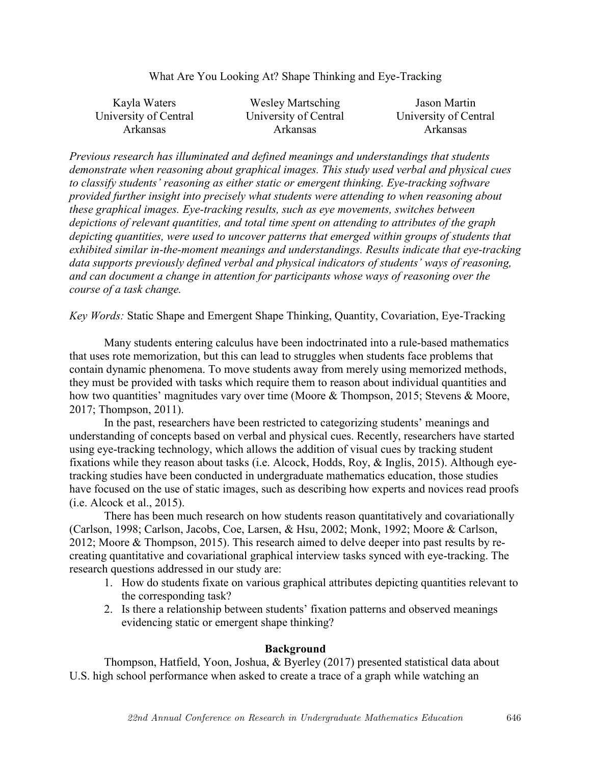# What Are You Looking At? Shape Thinking and Eye-Tracking

| Kayla Waters | Wesley Martsching | Jason Martin |
| --- | --- | --- |
| University of Central Arkansas | University of Central Arkansas | University of Central Arkansas |

*Previous research has illuminated and defined meanings and understandings that students demonstrate when reasoning about graphical images. This study used verbal and physical cues to classify students' reasoning as either static or emergent thinking. Eye-tracking software provided further insight into precisely what students were attending to when reasoning about these graphical images. Eye-tracking results, such as eye movements, switches between depictions of relevant quantities, and total time spent on attending to attributes of the graph depicting quantities, were used to uncover patterns that emerged within groups of students that exhibited similar in-the-moment meanings and understandings. Results indicate that eye-tracking data supports previously defined verbal and physical indicators of students' ways of reasoning, and can document a change in attention for participants whose ways of reasoning over the course of a task change.*

*Key Words:* Static Shape and Emergent Shape Thinking, Quantity, Covariation, Eye-Tracking

Many students entering calculus have been indoctrinated into a rule-based mathematics that uses rote memorization, but this can lead to struggles when students face problems that contain dynamic phenomena. To move students away from merely using memorized methods, they must be provided with tasks which require them to reason about individual quantities and how two quantities' magnitudes vary over time (Moore & Thompson, 2015; Stevens & Moore, 2017; Thompson, 2011).

In the past, researchers have been restricted to categorizing students' meanings and understanding of concepts based on verbal and physical cues. Recently, researchers have started using eye-tracking technology, which allows the addition of visual cues by tracking student fixations while they reason about tasks (i.e. Alcock, Hodds, Roy, & Inglis, 2015). Although eye-tracking studies have been conducted in undergraduate mathematics education, those studies have focused on the use of static images, such as describing how experts and novices read proofs (i.e. Alcock et al., 2015).

There has been much research on how students reason quantitatively and covariationally (Carlson, 1998; Carlson, Jacobs, Coe, Larsen, & Hsu, 2002; Monk, 1992; Moore & Carlson, 2012; Moore & Thompson, 2015). This research aimed to delve deeper into past results by re-creating quantitative and covariational graphical interview tasks synced with eye-tracking. The research questions addressed in our study are:

1. How do students fixate on various graphical attributes depicting quantities relevant to the corresponding task?
2. Is there a relationship between students' fixation patterns and observed meanings evidencing static or emergent shape thinking?

## Background

Thompson, Hatfield, Yoon, Joshua, & Byerley (2017) presented statistical data about U.S. high school performance when asked to create a trace of a graph while watching an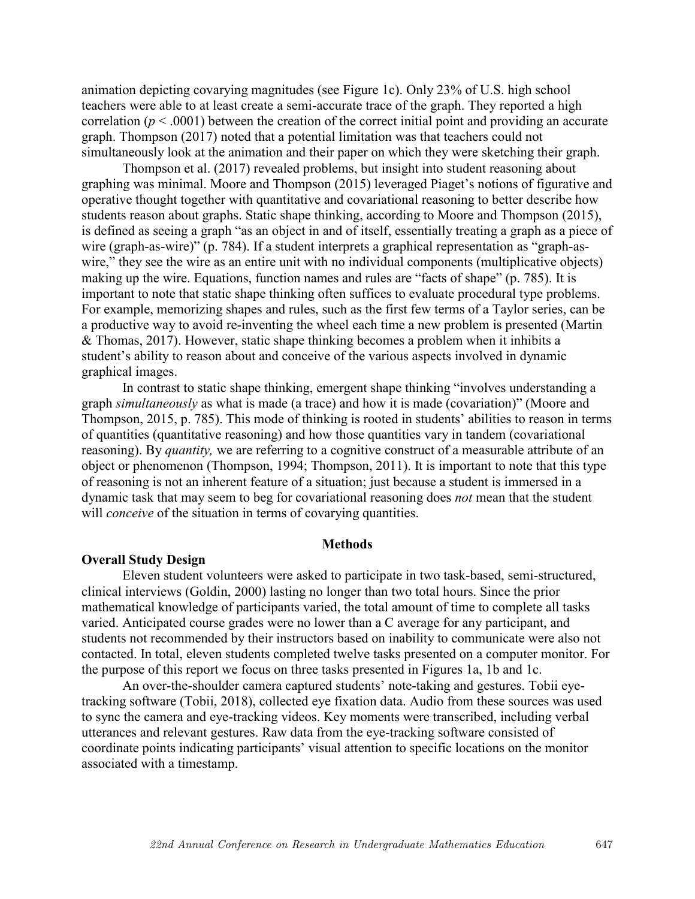animation depicting covarying magnitudes (see Figure 1c). Only 23% of U.S. high school teachers were able to at least create a semi-accurate trace of the graph. They reported a high correlation ($p < .0001$) between the creation of the correct initial point and providing an accurate graph. Thompson (2017) noted that a potential limitation was that teachers could not simultaneously look at the animation and their paper on which they were sketching their graph.

Thompson et al. (2017) revealed problems, but insight into student reasoning about graphing was minimal. Moore and Thompson (2015) leveraged Piaget's notions of figurative and operative thought together with quantitative and covariational reasoning to better describe how students reason about graphs. Static shape thinking, according to Moore and Thompson (2015), is defined as seeing a graph "as an object in and of itself, essentially treating a graph as a piece of wire (graph-as-wire)" (p. 784). If a student interprets a graphical representation as "graph-as-wire," they see the wire as an entire unit with no individual components (multiplicative objects) making up the wire. Equations, function names and rules are "facts of shape" (p. 785). It is important to note that static shape thinking often suffices to evaluate procedural type problems. For example, memorizing shapes and rules, such as the first few terms of a Taylor series, can be a productive way to avoid re-inventing the wheel each time a new problem is presented (Martin & Thomas, 2017). However, static shape thinking becomes a problem when it inhibits a student's ability to reason about and conceive of the various aspects involved in dynamic graphical images.

In contrast to static shape thinking, emergent shape thinking "involves understanding a graph *simultaneously* as what is made (a trace) and how it is made (covariation)" (Moore and Thompson, 2015, p. 785). This mode of thinking is rooted in students' abilities to reason in terms of quantities (quantitative reasoning) and how those quantities vary in tandem (covariational reasoning). By *quantity,* we are referring to a cognitive construct of a measurable attribute of an object or phenomenon (Thompson, 1994; Thompson, 2011). It is important to note that this type of reasoning is not an inherent feature of a situation; just because a student is immersed in a dynamic task that may seem to beg for covariational reasoning does *not* mean that the student will *conceive* of the situation in terms of covarying quantities.

## Methods

### Overall Study Design

Eleven student volunteers were asked to participate in two task-based, semi-structured, clinical interviews (Goldin, 2000) lasting no longer than two total hours. Since the prior mathematical knowledge of participants varied, the total amount of time to complete all tasks varied. Anticipated course grades were no lower than a C average for any participant, and students not recommended by their instructors based on inability to communicate were also not contacted. In total, eleven students completed twelve tasks presented on a computer monitor. For the purpose of this report we focus on three tasks presented in Figures 1a, 1b and 1c.

An over-the-shoulder camera captured students' note-taking and gestures. Tobii eye-tracking software (Tobii, 2018), collected eye fixation data. Audio from these sources was used to sync the camera and eye-tracking videos. Key moments were transcribed, including verbal utterances and relevant gestures. Raw data from the eye-tracking software consisted of coordinate points indicating participants' visual attention to specific locations on the monitor associated with a timestamp.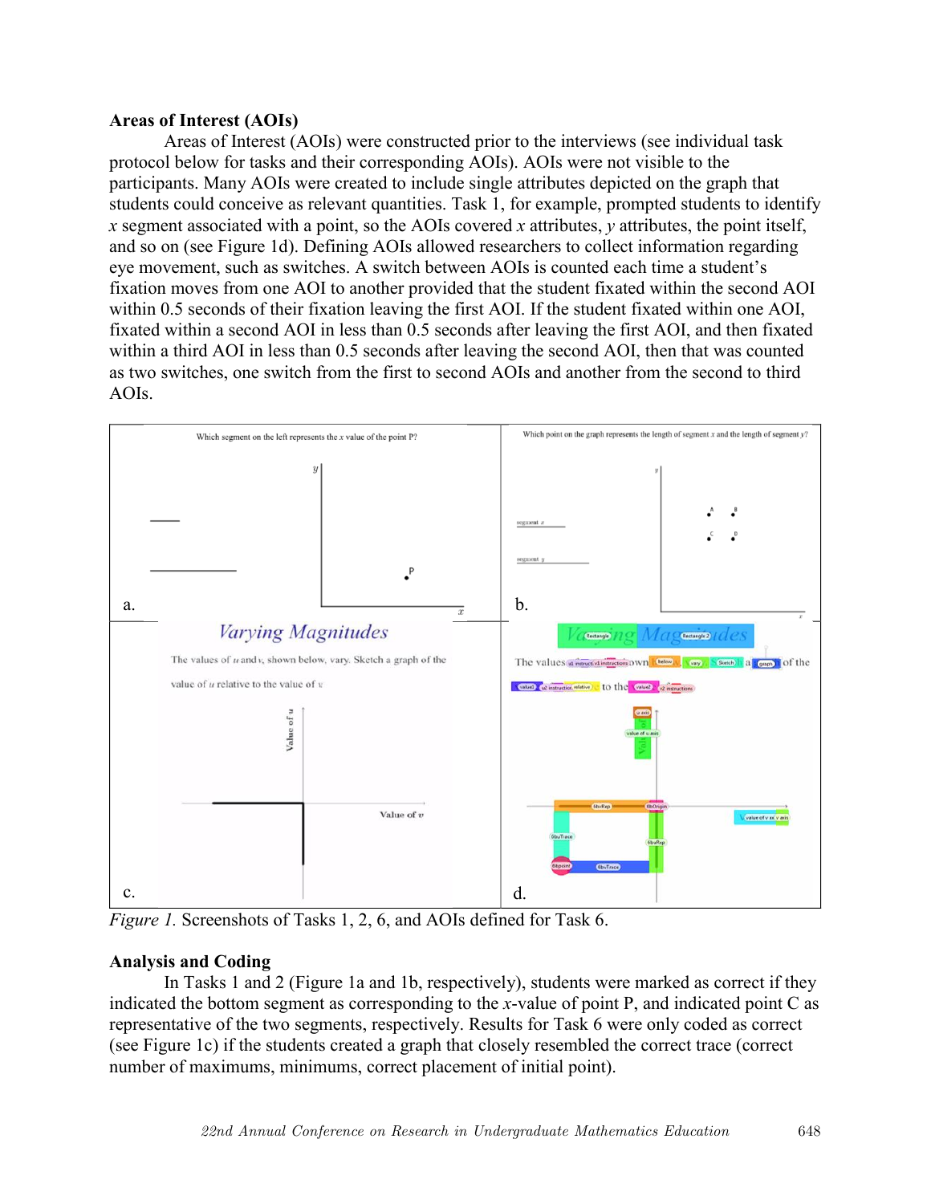### Areas of Interest (AOIs)

Areas of Interest (AOIs) were constructed prior to the interviews (see individual task protocol below for tasks and their corresponding AOIs). AOIs were not visible to the participants. Many AOIs were created to include single attributes depicted on the graph that students could conceive as relevant quantities. Task 1, for example, prompted students to identify $x$ segment associated with a point, so the AOIs covered $x$ attributes, $y$ attributes, the point itself, and so on (see Figure 1d). Defining AOIs allowed researchers to collect information regarding eye movement, such as switches. A switch between AOIs is counted each time a student's fixation moves from one AOI to another provided that the student fixated within the second AOI within 0.5 seconds of their fixation leaving the first AOI. If the student fixated within one AOI, fixated within a second AOI in less than 0.5 seconds after leaving the first AOI, and then fixated within a third AOI in less than 0.5 seconds after leaving the second AOI, then that was counted as two switches, one switch from the first to second AOIs and another from the second to third AOIs.

*Figure 1.* Screenshots of Tasks 1, 2, 6, and AOIs defined for Task 6.

### Analysis and Coding

In Tasks 1 and 2 (Figure 1a and 1b, respectively), students were marked as correct if they indicated the bottom segment as corresponding to the $x$-value of point P, and indicated point C as representative of the two segments, respectively. Results for Task 6 were only coded as correct (see Figure 1c) if the students created a graph that closely resembled the correct trace (correct number of maximums, minimums, correct placement of initial point).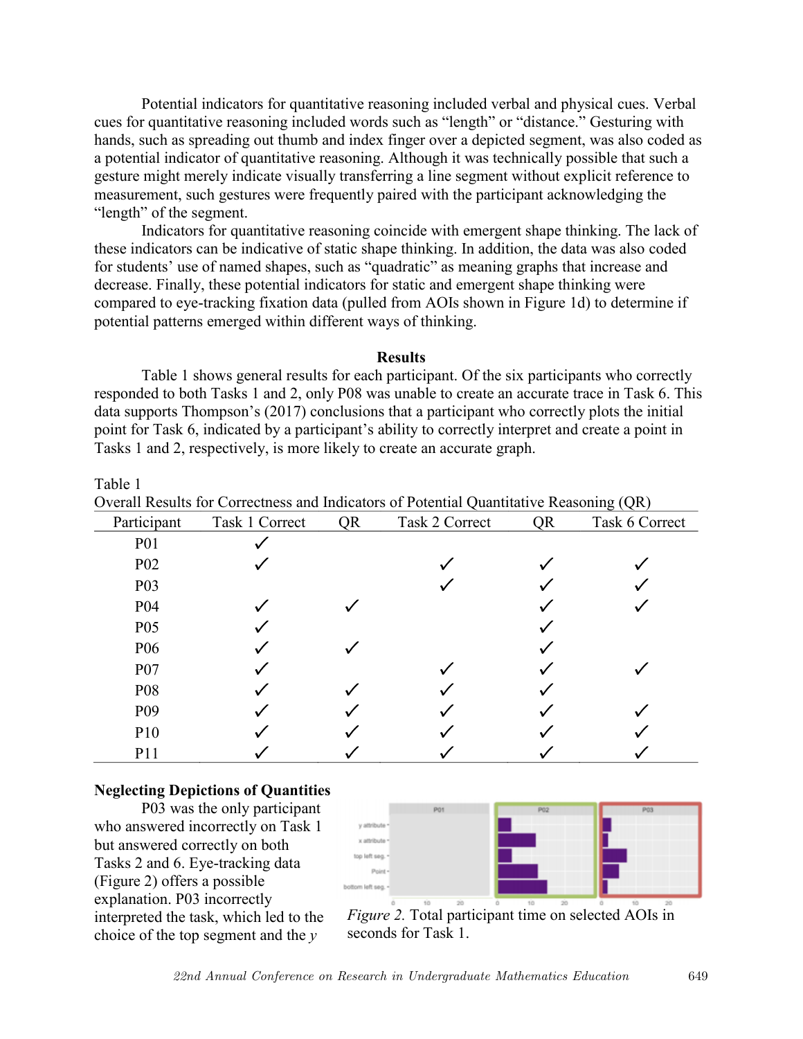Potential indicators for quantitative reasoning included verbal and physical cues. Verbal cues for quantitative reasoning included words such as "length" or "distance." Gesturing with hands, such as spreading out thumb and index finger over a depicted segment, was also coded as a potential indicator of quantitative reasoning. Although it was technically possible that such a gesture might merely indicate visually transferring a line segment without explicit reference to measurement, such gestures were frequently paired with the participant acknowledging the "length" of the segment.

Indicators for quantitative reasoning coincide with emergent shape thinking. The lack of these indicators can be indicative of static shape thinking. In addition, the data was also coded for students' use of named shapes, such as "quadratic" as meaning graphs that increase and decrease. Finally, these potential indicators for static and emergent shape thinking were compared to eye-tracking fixation data (pulled from AOIs shown in Figure 1d) to determine if potential patterns emerged within different ways of thinking.

## Results

Table 1 shows general results for each participant. Of the six participants who correctly responded to both Tasks 1 and 2, only P08 was unable to create an accurate trace in Task 6. This data supports Thompson's (2017) conclusions that a participant who correctly plots the initial point for Task 6, indicated by a participant's ability to correctly interpret and create a point in Tasks 1 and 2, respectively, is more likely to create an accurate graph.

Table 1
Overall Results for Correctness and Indicators of Potential Quantitative Reasoning (QR)

| Participant | Task 1 Correct | QR | Task 2 Correct | QR | Task 6 Correct |
|---|---|---|---|---|---|
| P01 | ✓ | | | | |
| P02 | ✓ | | ✓ | ✓ | ✓ |
| P03 | | | ✓ | ✓ | ✓ |
| P04 | ✓ | ✓ | | ✓ | ✓ |
| P05 | ✓ | | | ✓ | |
| P06 | ✓ | ✓ | | ✓ | |
| P07 | ✓ | | ✓ | ✓ | ✓ |
| P08 | ✓ | ✓ | ✓ | ✓ | |
| P09 | ✓ | ✓ | ✓ | ✓ | ✓ |
| P10 | ✓ | ✓ | ✓ | ✓ | ✓ |
| P11 | ✓ | ✓ | ✓ | ✓ | ✓ |

### Neglecting Depictions of Quantities

P03 was the only participant who answered incorrectly on Task 1 but answered correctly on both Tasks 2 and 6. Eye-tracking data (Figure 2) offers a possible explanation. P03 incorrectly interpreted the task, which led to the choice of the top segment and the *y*

*Figure 2.* Total participant time on selected AOIs in seconds for Task 1.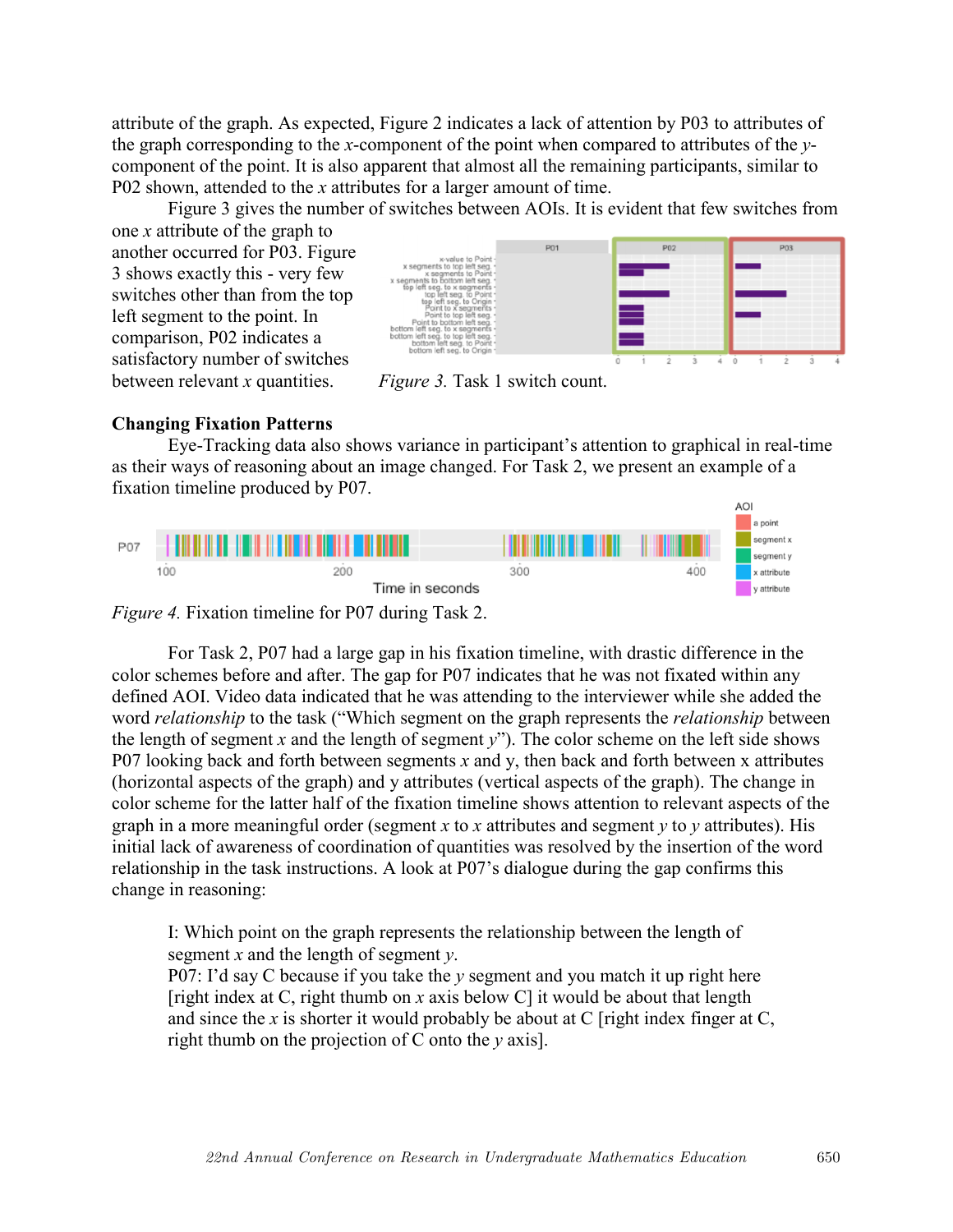attribute of the graph. As expected, Figure 2 indicates a lack of attention by P03 to attributes of the graph corresponding to the *x*-component of the point when compared to attributes of the *y*-component of the point. It is also apparent that almost all the remaining participants, similar to P02 shown, attended to the *x* attributes for a larger amount of time.

Figure 3 gives the number of switches between AOIs. It is evident that few switches from one *x* attribute of the graph to another occurred for P03. Figure 3 shows exactly this - very few switches other than from the top left segment to the point. In comparison, P02 indicates a satisfactory number of switches between relevant *x* quantities.

*Figure 3.* Task 1 switch count.

**Changing Fixation Patterns**

Eye-Tracking data also shows variance in participant's attention to graphical in real-time as their ways of reasoning about an image changed. For Task 2, we present an example of a fixation timeline produced by P07.

*Figure 4.* Fixation timeline for P07 during Task 2.

For Task 2, P07 had a large gap in his fixation timeline, with drastic difference in the color schemes before and after. The gap for P07 indicates that he was not fixated within any defined AOI. Video data indicated that he was attending to the interviewer while she added the word *relationship* to the task ("Which segment on the graph represents the *relationship* between the length of segment *x* and the length of segment *y*"). The color scheme on the left side shows P07 looking back and forth between segments *x* and y, then back and forth between x attributes (horizontal aspects of the graph) and y attributes (vertical aspects of the graph). The change in color scheme for the latter half of the fixation timeline shows attention to relevant aspects of the graph in a more meaningful order (segment *x* to *x* attributes and segment *y* to *y* attributes). His initial lack of awareness of coordination of quantities was resolved by the insertion of the word relationship in the task instructions. A look at P07's dialogue during the gap confirms this change in reasoning:

> I: Which point on the graph represents the relationship between the length of segment *x* and the length of segment *y*.
> P07: I'd say C because if you take the *y* segment and you match it up right here [right index at C, right thumb on *x* axis below C] it would be about that length and since the *x* is shorter it would probably be about at C [right index finger at C, right thumb on the projection of C onto the *y* axis].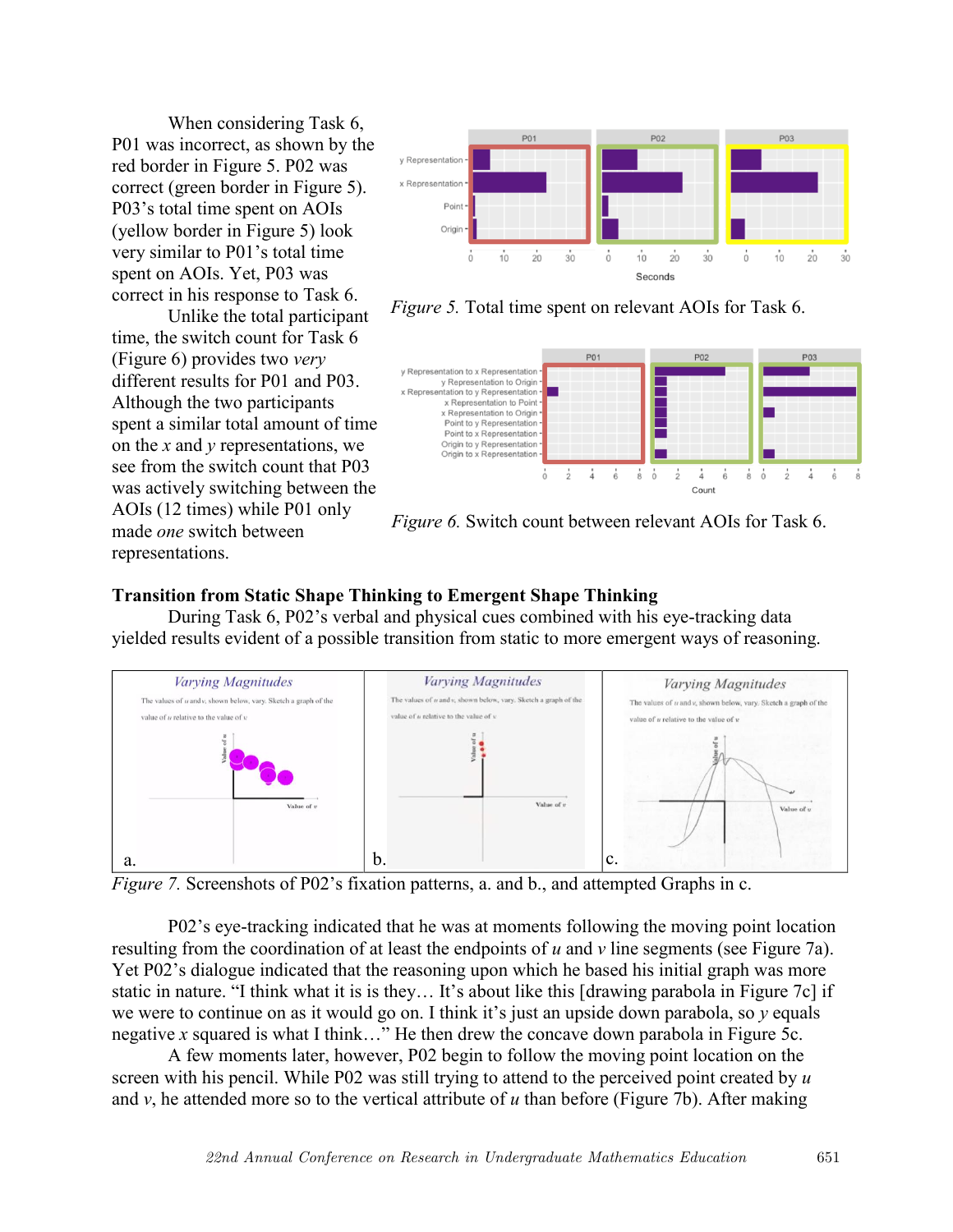When considering Task 6, P01 was incorrect, as shown by the red border in Figure 5. P02 was correct (green border in Figure 5). P03's total time spent on AOIs (yellow border in Figure 5) look very similar to P01's total time spent on AOIs. Yet, P03 was correct in his response to Task 6.

Unlike the total participant time, the switch count for Task 6 (Figure 6) provides two *very* different results for P01 and P03. Although the two participants spent a similar total amount of time on the $x$ and $y$ representations, we see from the switch count that P03 was actively switching between the AOIs (12 times) while P01 only made *one* switch between representations.

*Figure 5.* Total time spent on relevant AOIs for Task 6.

*Figure 6.* Switch count between relevant AOIs for Task 6.

**Transition from Static Shape Thinking to Emergent Shape Thinking**

During Task 6, P02's verbal and physical cues combined with his eye-tracking data yielded results evident of a possible transition from static to more emergent ways of reasoning.

*Figure 7.* Screenshots of P02's fixation patterns, a. and b., and attempted Graphs in c.

P02's eye-tracking indicated that he was at moments following the moving point location resulting from the coordination of at least the endpoints of $u$ and $v$ line segments (see Figure 7a). Yet P02's dialogue indicated that the reasoning upon which he based his initial graph was more static in nature. "I think what it is is they… It's about like this [drawing parabola in Figure 7c] if we were to continue on as it would go on. I think it's just an upside down parabola, so $y$ equals negative $x$ squared is what I think…" He then drew the concave down parabola in Figure 5c.

A few moments later, however, P02 begin to follow the moving point location on the screen with his pencil. While P02 was still trying to attend to the perceived point created by $u$ and $v$, he attended more so to the vertical attribute of $u$ than before (Figure 7b). After making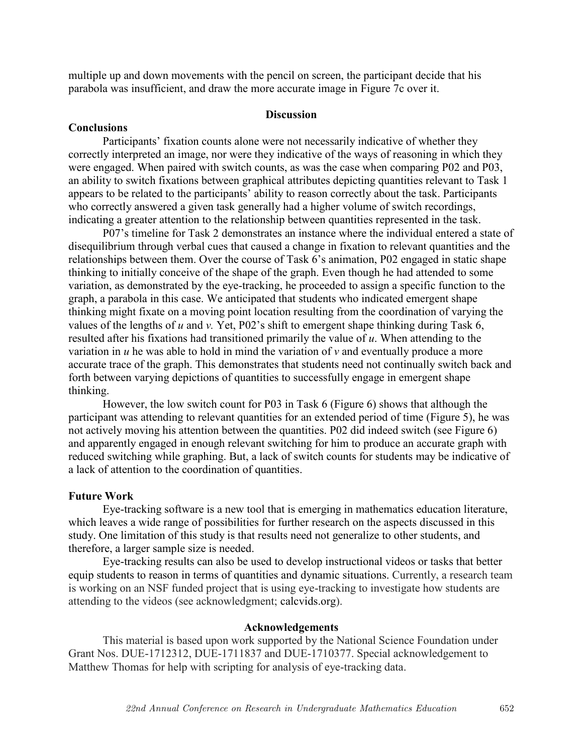multiple up and down movements with the pencil on screen, the participant decide that his parabola was insufficient, and draw the more accurate image in Figure 7c over it.

## Discussion

### Conclusions

Participants' fixation counts alone were not necessarily indicative of whether they correctly interpreted an image, nor were they indicative of the ways of reasoning in which they were engaged. When paired with switch counts, as was the case when comparing P02 and P03, an ability to switch fixations between graphical attributes depicting quantities relevant to Task 1 appears to be related to the participants' ability to reason correctly about the task. Participants who correctly answered a given task generally had a higher volume of switch recordings, indicating a greater attention to the relationship between quantities represented in the task.

P07's timeline for Task 2 demonstrates an instance where the individual entered a state of disequilibrium through verbal cues that caused a change in fixation to relevant quantities and the relationships between them. Over the course of Task 6's animation, P02 engaged in static shape thinking to initially conceive of the shape of the graph. Even though he had attended to some variation, as demonstrated by the eye-tracking, he proceeded to assign a specific function to the graph, a parabola in this case. We anticipated that students who indicated emergent shape thinking might fixate on a moving point location resulting from the coordination of varying the values of the lengths of $u$ and $v$. Yet, P02's shift to emergent shape thinking during Task 6, resulted after his fixations had transitioned primarily the value of $u$. When attending to the variation in $u$ he was able to hold in mind the variation of $v$ and eventually produce a more accurate trace of the graph. This demonstrates that students need not continually switch back and forth between varying depictions of quantities to successfully engage in emergent shape thinking.

However, the low switch count for P03 in Task 6 (Figure 6) shows that although the participant was attending to relevant quantities for an extended period of time (Figure 5), he was not actively moving his attention between the quantities. P02 did indeed switch (see Figure 6) and apparently engaged in enough relevant switching for him to produce an accurate graph with reduced switching while graphing. But, a lack of switch counts for students may be indicative of a lack of attention to the coordination of quantities.

### Future Work

Eye-tracking software is a new tool that is emerging in mathematics education literature, which leaves a wide range of possibilities for further research on the aspects discussed in this study. One limitation of this study is that results need not generalize to other students, and therefore, a larger sample size is needed.

Eye-tracking results can also be used to develop instructional videos or tasks that better equip students to reason in terms of quantities and dynamic situations. Currently, a research team is working on an NSF funded project that is using eye-tracking to investigate how students are attending to the videos (see acknowledgment; calcvids.org).

## Acknowledgements

This material is based upon work supported by the National Science Foundation under Grant Nos. DUE-1712312, DUE-1711837 and DUE-1710377. Special acknowledgement to Matthew Thomas for help with scripting for analysis of eye-tracking data.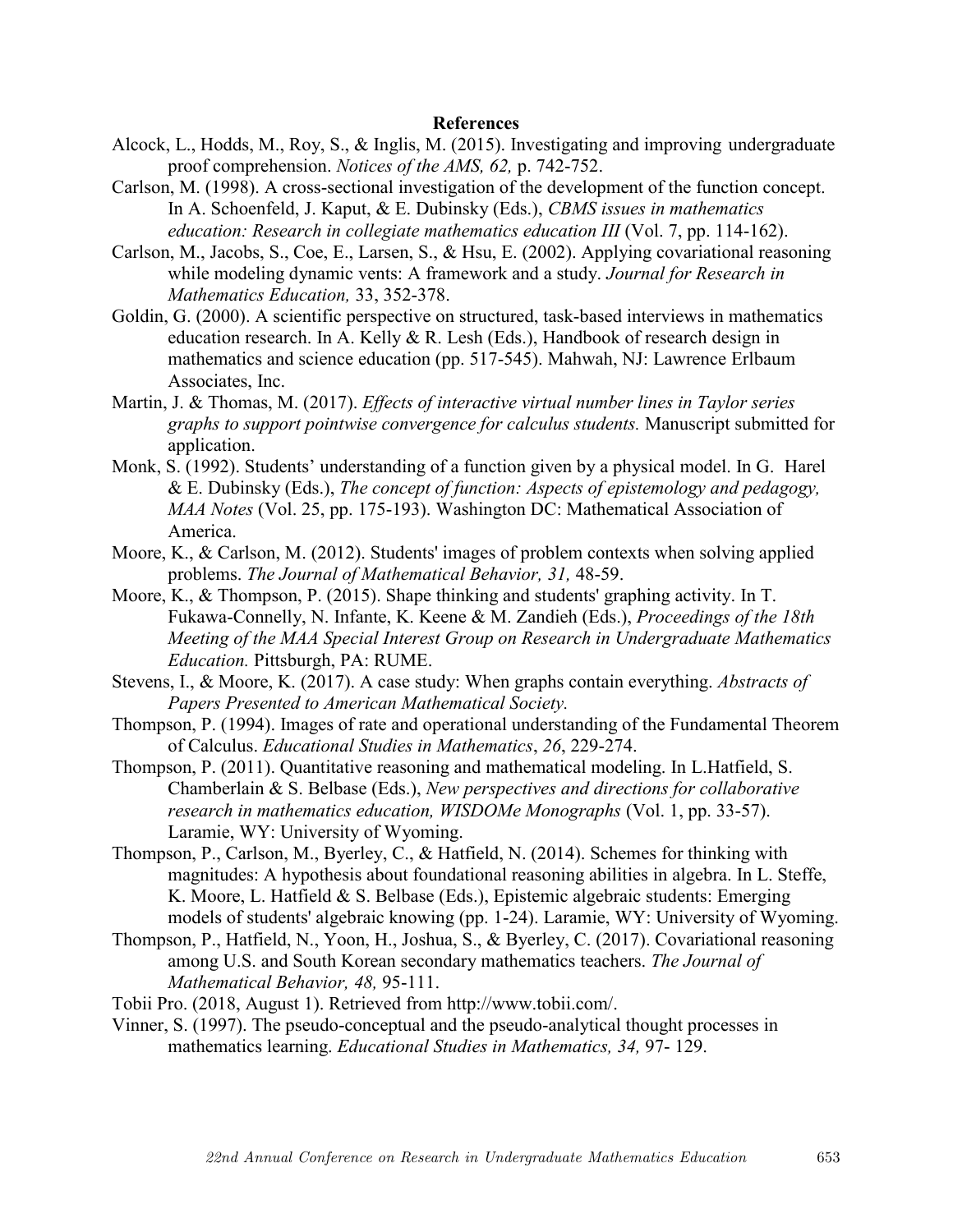## References

Alcock, L., Hodds, M., Roy, S., & Inglis, M. (2015). Investigating and improving undergraduate proof comprehension. *Notices of the AMS, 62,* p. 742-752.

Carlson, M. (1998). A cross-sectional investigation of the development of the function concept. In A. Schoenfeld, J. Kaput, & E. Dubinsky (Eds.), *CBMS issues in mathematics education: Research in collegiate mathematics education III* (Vol. 7, pp. 114-162).

Carlson, M., Jacobs, S., Coe, E., Larsen, S., & Hsu, E. (2002). Applying covariational reasoning while modeling dynamic vents: A framework and a study. *Journal for Research in Mathematics Education,* 33, 352-378.

Goldin, G. (2000). A scientific perspective on structured, task-based interviews in mathematics education research. In A. Kelly & R. Lesh (Eds.), Handbook of research design in mathematics and science education (pp. 517-545). Mahwah, NJ: Lawrence Erlbaum Associates, Inc.

Martin, J. & Thomas, M. (2017). *Effects of interactive virtual number lines in Taylor series graphs to support pointwise convergence for calculus students.* Manuscript submitted for application.

Monk, S. (1992). Students' understanding of a function given by a physical model. In G. Harel & E. Dubinsky (Eds.), *The concept of function: Aspects of epistemology and pedagogy, MAA Notes* (Vol. 25, pp. 175-193). Washington DC: Mathematical Association of America.

Moore, K., & Carlson, M. (2012). Students' images of problem contexts when solving applied problems. *The Journal of Mathematical Behavior, 31,* 48-59.

Moore, K., & Thompson, P. (2015). Shape thinking and students' graphing activity. In T. Fukawa-Connelly, N. Infante, K. Keene & M. Zandieh (Eds.), *Proceedings of the 18th Meeting of the MAA Special Interest Group on Research in Undergraduate Mathematics Education.* Pittsburgh, PA: RUME.

Stevens, I., & Moore, K. (2017). A case study: When graphs contain everything. *Abstracts of Papers Presented to American Mathematical Society.*

Thompson, P. (1994). Images of rate and operational understanding of the Fundamental Theorem of Calculus. *Educational Studies in Mathematics*, *26*, 229-274.

Thompson, P. (2011). Quantitative reasoning and mathematical modeling. In L.Hatfield, S. Chamberlain & S. Belbase (Eds.), *New perspectives and directions for collaborative research in mathematics education, WISDOMe Monographs* (Vol. 1, pp. 33-57). Laramie, WY: University of Wyoming.

Thompson, P., Carlson, M., Byerley, C., & Hatfield, N. (2014). Schemes for thinking with magnitudes: A hypothesis about foundational reasoning abilities in algebra. In L. Steffe, K. Moore, L. Hatfield & S. Belbase (Eds.), Epistemic algebraic students: Emerging models of students' algebraic knowing (pp. 1-24). Laramie, WY: University of Wyoming.

Thompson, P., Hatfield, N., Yoon, H., Joshua, S., & Byerley, C. (2017). Covariational reasoning among U.S. and South Korean secondary mathematics teachers. *The Journal of Mathematical Behavior, 48,* 95-111.

Tobii Pro. (2018, August 1). Retrieved from http://www.tobii.com/.

Vinner, S. (1997). The pseudo-conceptual and the pseudo-analytical thought processes in mathematics learning. *Educational Studies in Mathematics, 34,* 97- 129.